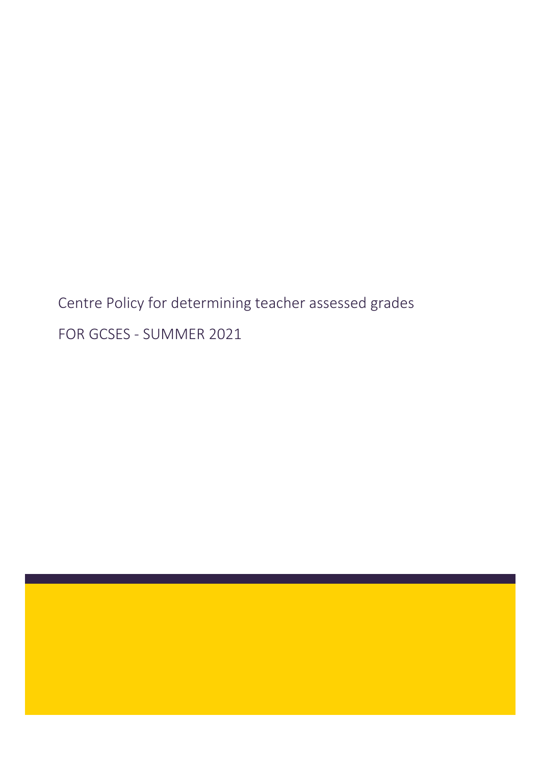# Centre Policy for determining teacher assessed grades

## FOR GCSES - SUMMER 2021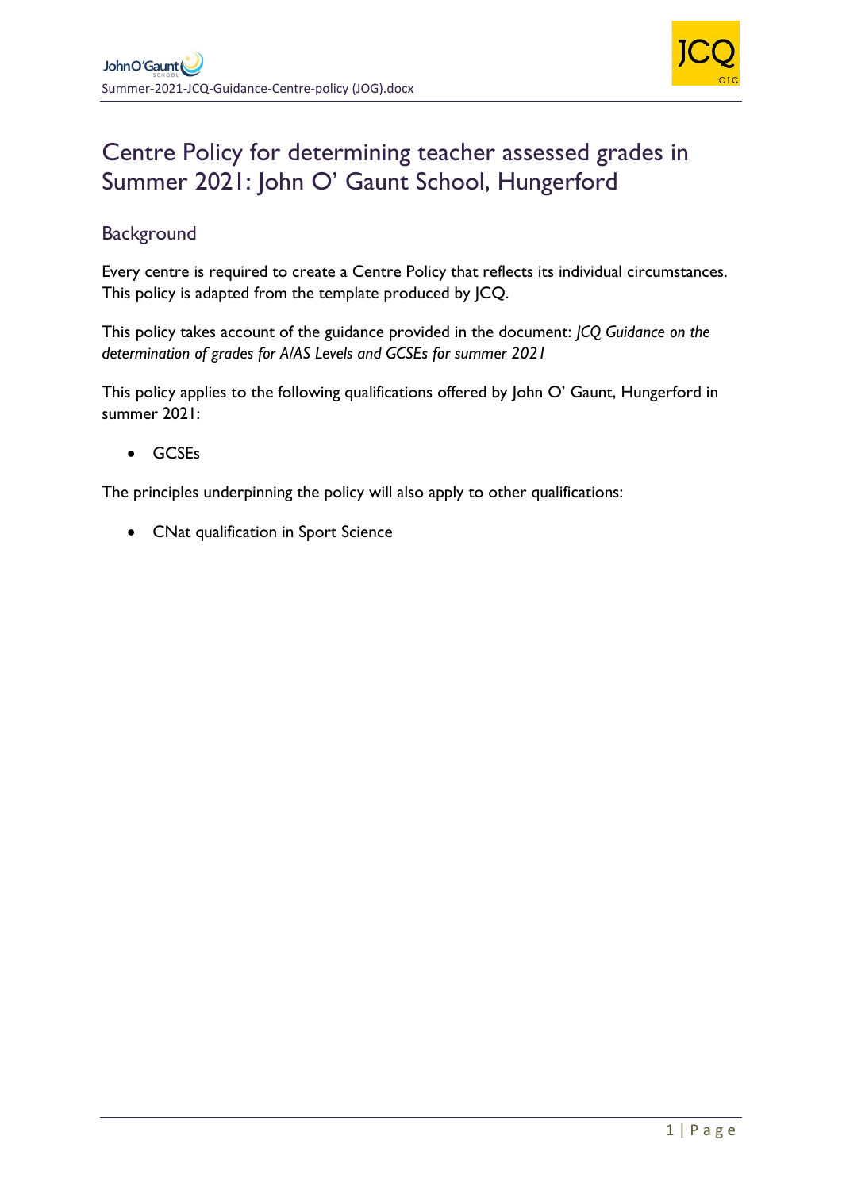# Centre Policy for determining teacher assessed grades in Summer 2021: John O' Gaunt School, Hungerford

## Background

Every centre is required to create a Centre Policy that reflects its individual circumstances. This policy is adapted from the template produced by JCQ.

This policy takes account of the guidance provided in the document: *JCQ Guidance on the determination of grades for A/AS Levels and GCSEs for summer 2021*

This policy applies to the following qualifications offered by John O' Gaunt, Hungerford in summer 2021:

- GCSEs

The principles underpinning the policy will also apply to other qualifications:

- CNat qualification in Sport Science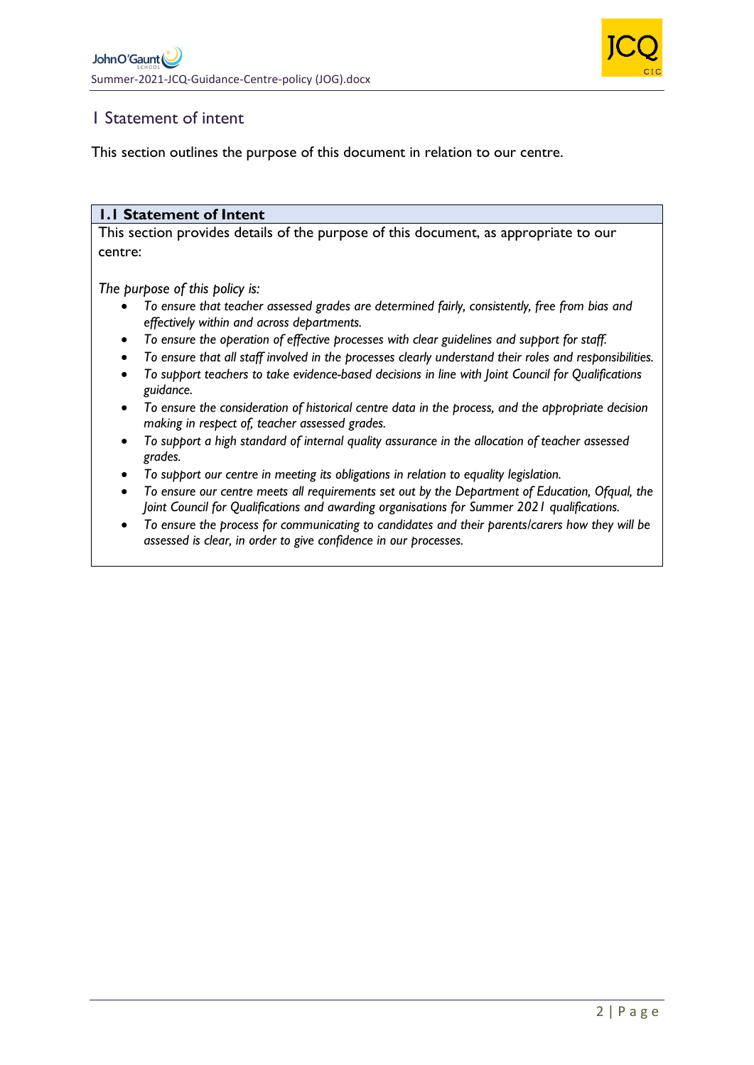# 1 Statement of intent

This section outlines the purpose of this document in relation to our centre.

## 1.1 Statement of Intent

This section provides details of the purpose of this document, as appropriate to our centre:

*The purpose of this policy is:*

- *To ensure that teacher assessed grades are determined fairly, consistently, free from bias and effectively within and across departments.*
- *To ensure the operation of effective processes with clear guidelines and support for staff.*
- *To ensure that all staff involved in the processes clearly understand their roles and responsibilities.*
- *To support teachers to take evidence-based decisions in line with Joint Council for Qualifications guidance.*
- *To ensure the consideration of historical centre data in the process, and the appropriate decision making in respect of, teacher assessed grades.*
- *To support a high standard of internal quality assurance in the allocation of teacher assessed grades.*
- *To support our centre in meeting its obligations in relation to equality legislation.*
- *To ensure our centre meets all requirements set out by the Department of Education, Ofqual, the Joint Council for Qualifications and awarding organisations for Summer 2021 qualifications.*
- *To ensure the process for communicating to candidates and their parents/carers how they will be assessed is clear, in order to give confidence in our processes.*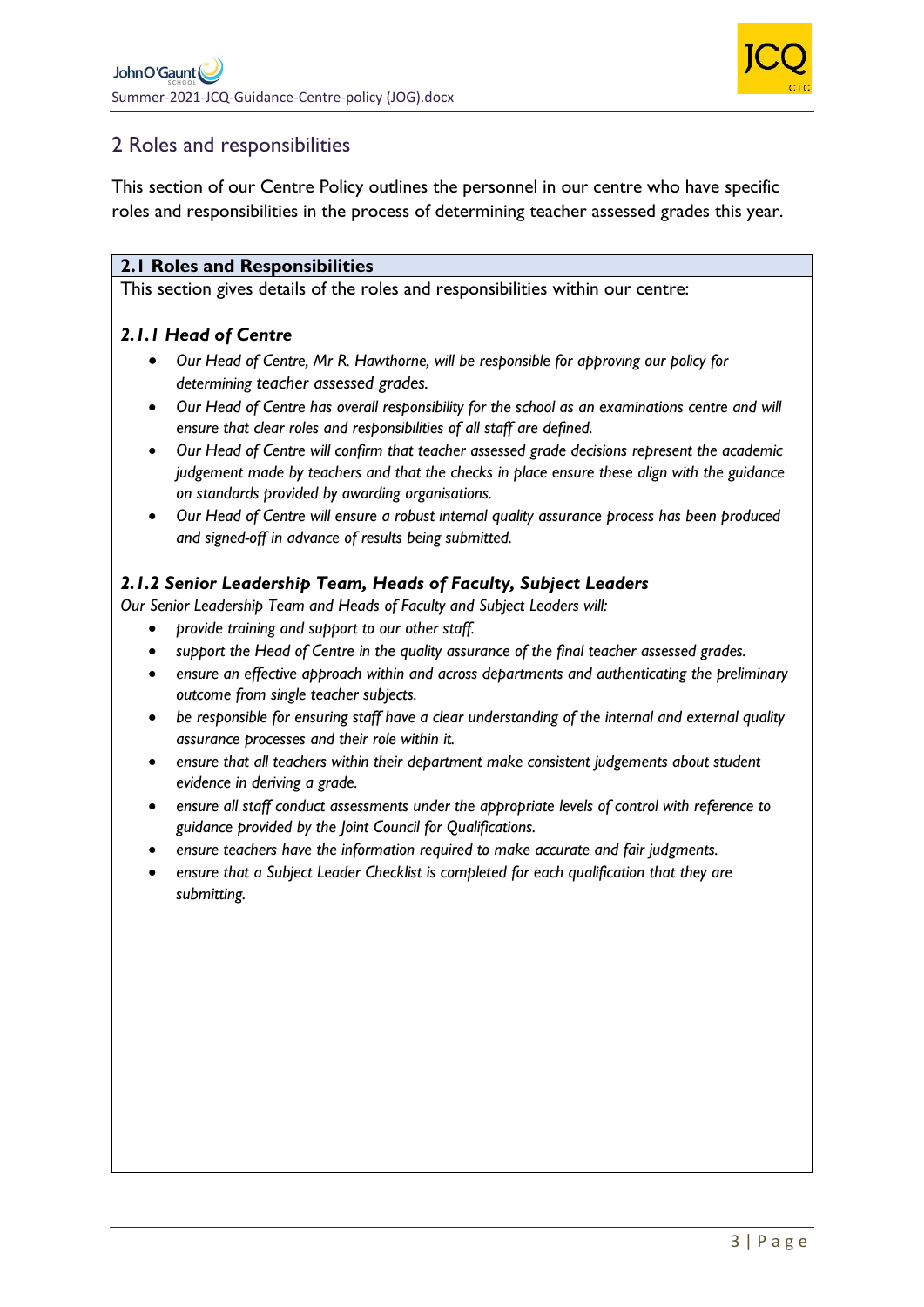## 2 Roles and responsibilities

This section of our Centre Policy outlines the personnel in our centre who have specific roles and responsibilities in the process of determining teacher assessed grades this year.

**2.1 Roles and Responsibilities**

This section gives details of the roles and responsibilities within our centre:

### *2.1.1 Head of Centre*

- *Our Head of Centre, Mr R. Hawthorne, will be responsible for approving our policy for determining teacher assessed grades.*
- *Our Head of Centre has overall responsibility for the school as an examinations centre and will ensure that clear roles and responsibilities of all staff are defined.*
- *Our Head of Centre will confirm that teacher assessed grade decisions represent the academic judgement made by teachers and that the checks in place ensure these align with the guidance on standards provided by awarding organisations.*
- *Our Head of Centre will ensure a robust internal quality assurance process has been produced and signed-off in advance of results being submitted.*

### *2.1.2 Senior Leadership Team, Heads of Faculty, Subject Leaders*

*Our Senior Leadership Team and Heads of Faculty and Subject Leaders will:*

- *provide training and support to our other staff.*
- *support the Head of Centre in the quality assurance of the final teacher assessed grades.*
- *ensure an effective approach within and across departments and authenticating the preliminary outcome from single teacher subjects.*
- *be responsible for ensuring staff have a clear understanding of the internal and external quality assurance processes and their role within it.*
- *ensure that all teachers within their department make consistent judgements about student evidence in deriving a grade.*
- *ensure all staff conduct assessments under the appropriate levels of control with reference to guidance provided by the Joint Council for Qualifications.*
- *ensure teachers have the information required to make accurate and fair judgments.*
- *ensure that a Subject Leader Checklist is completed for each qualification that they are submitting.*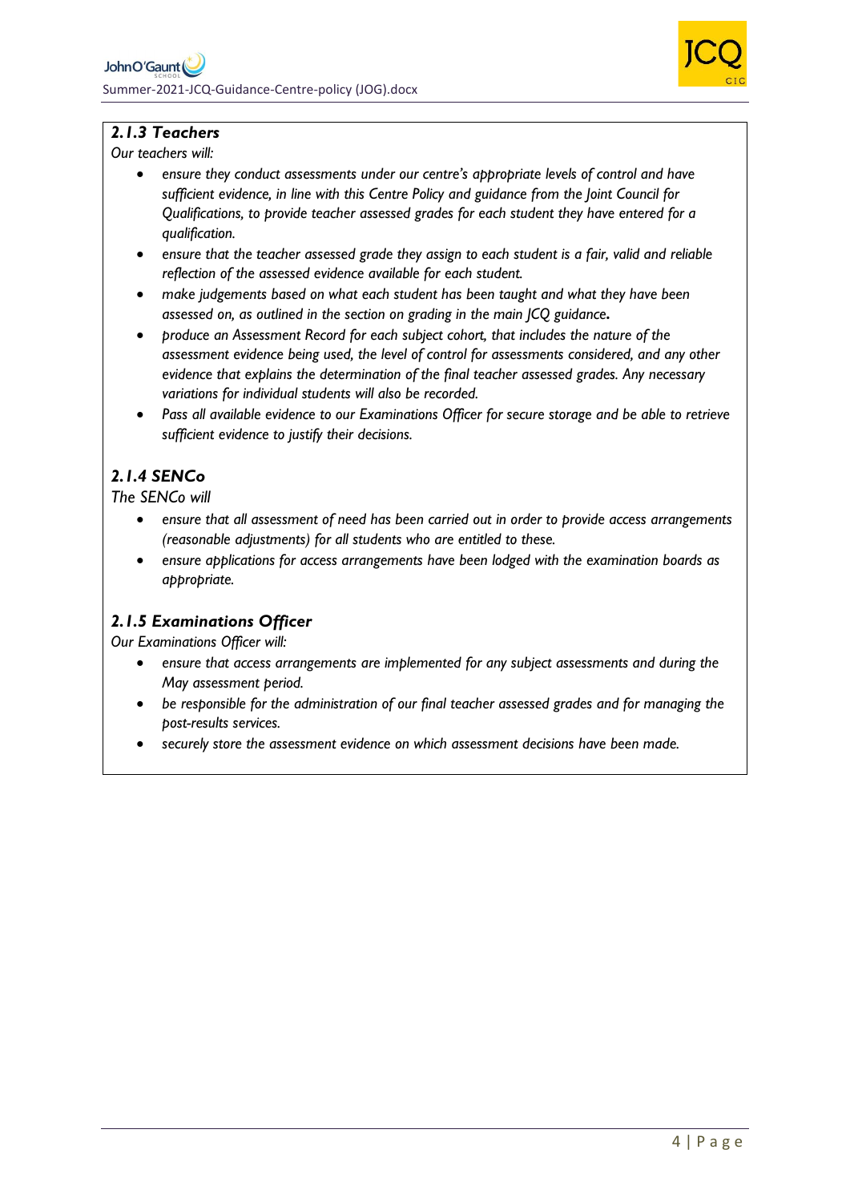### *2.1.3 Teachers*

*Our teachers will:*

- *ensure they conduct assessments under our centre's appropriate levels of control and have sufficient evidence, in line with this Centre Policy and guidance from the Joint Council for Qualifications, to provide teacher assessed grades for each student they have entered for a qualification.*
- *ensure that the teacher assessed grade they assign to each student is a fair, valid and reliable reflection of the assessed evidence available for each student.*
- *make judgements based on what each student has been taught and what they have been assessed on, as outlined in the section on grading in the main JCQ guidance.*
- *produce an Assessment Record for each subject cohort, that includes the nature of the assessment evidence being used, the level of control for assessments considered, and any other evidence that explains the determination of the final teacher assessed grades. Any necessary variations for individual students will also be recorded.*
- *Pass all available evidence to our Examinations Officer for secure storage and be able to retrieve sufficient evidence to justify their decisions.*

### *2.1.4 SENCo*

*The SENCo will*

- *ensure that all assessment of need has been carried out in order to provide access arrangements (reasonable adjustments) for all students who are entitled to these.*
- *ensure applications for access arrangements have been lodged with the examination boards as appropriate.*

### *2.1.5 Examinations Officer*

*Our Examinations Officer will:*

- *ensure that access arrangements are implemented for any subject assessments and during the May assessment period.*
- *be responsible for the administration of our final teacher assessed grades and for managing the post-results services.*
- *securely store the assessment evidence on which assessment decisions have been made.*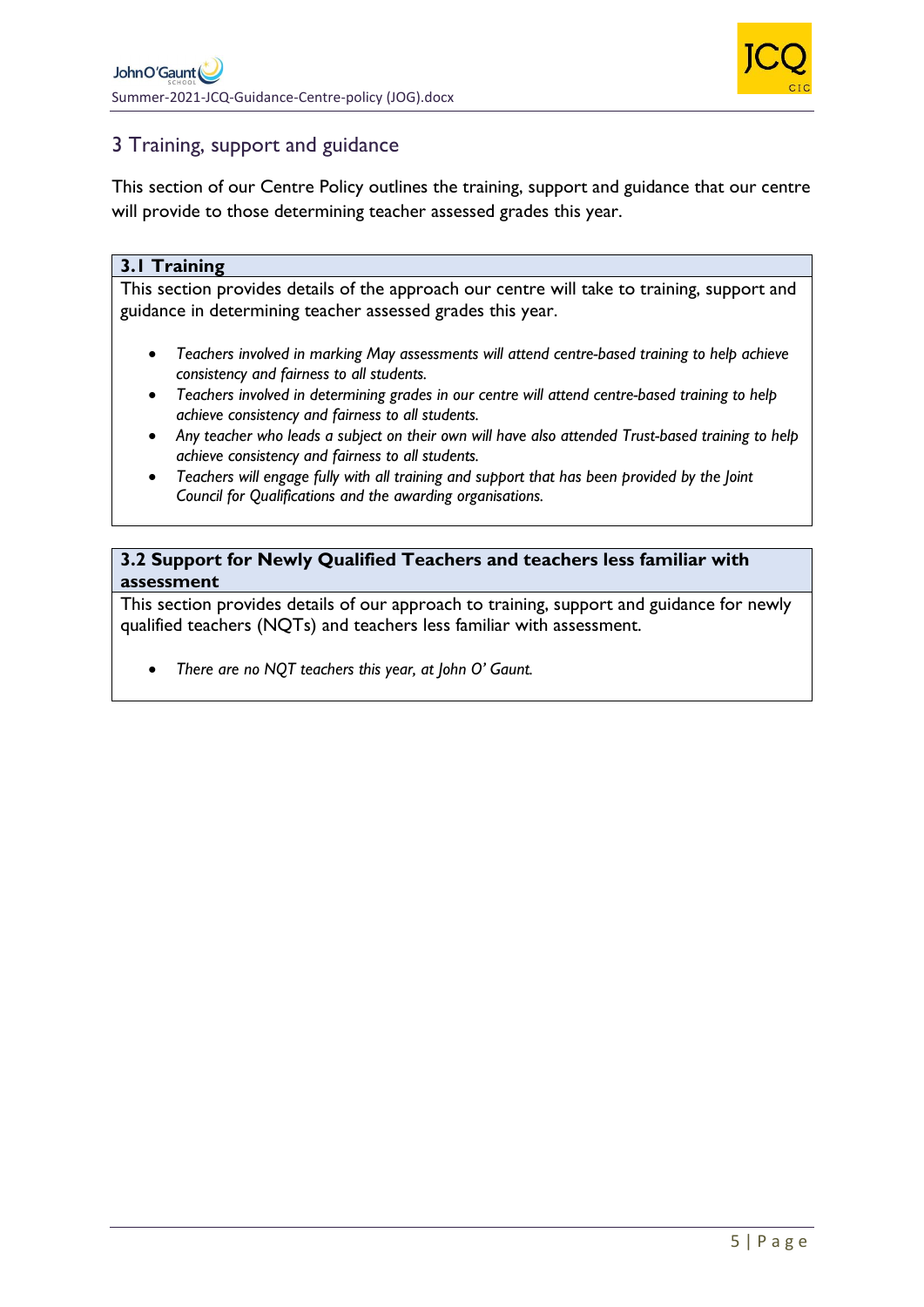## 3 Training, support and guidance

This section of our Centre Policy outlines the training, support and guidance that our centre will provide to those determining teacher assessed grades this year.

### 3.1 Training

This section provides details of the approach our centre will take to training, support and guidance in determining teacher assessed grades this year.

- *Teachers involved in marking May assessments will attend centre-based training to help achieve consistency and fairness to all students.*
- *Teachers involved in determining grades in our centre will attend centre-based training to help achieve consistency and fairness to all students.*
- *Any teacher who leads a subject on their own will have also attended Trust-based training to help achieve consistency and fairness to all students.*
- *Teachers will engage fully with all training and support that has been provided by the Joint Council for Qualifications and the awarding organisations.*

### 3.2 Support for Newly Qualified Teachers and teachers less familiar with assessment

This section provides details of our approach to training, support and guidance for newly qualified teachers (NQTs) and teachers less familiar with assessment.

- *There are no NQT teachers this year, at John O' Gaunt.*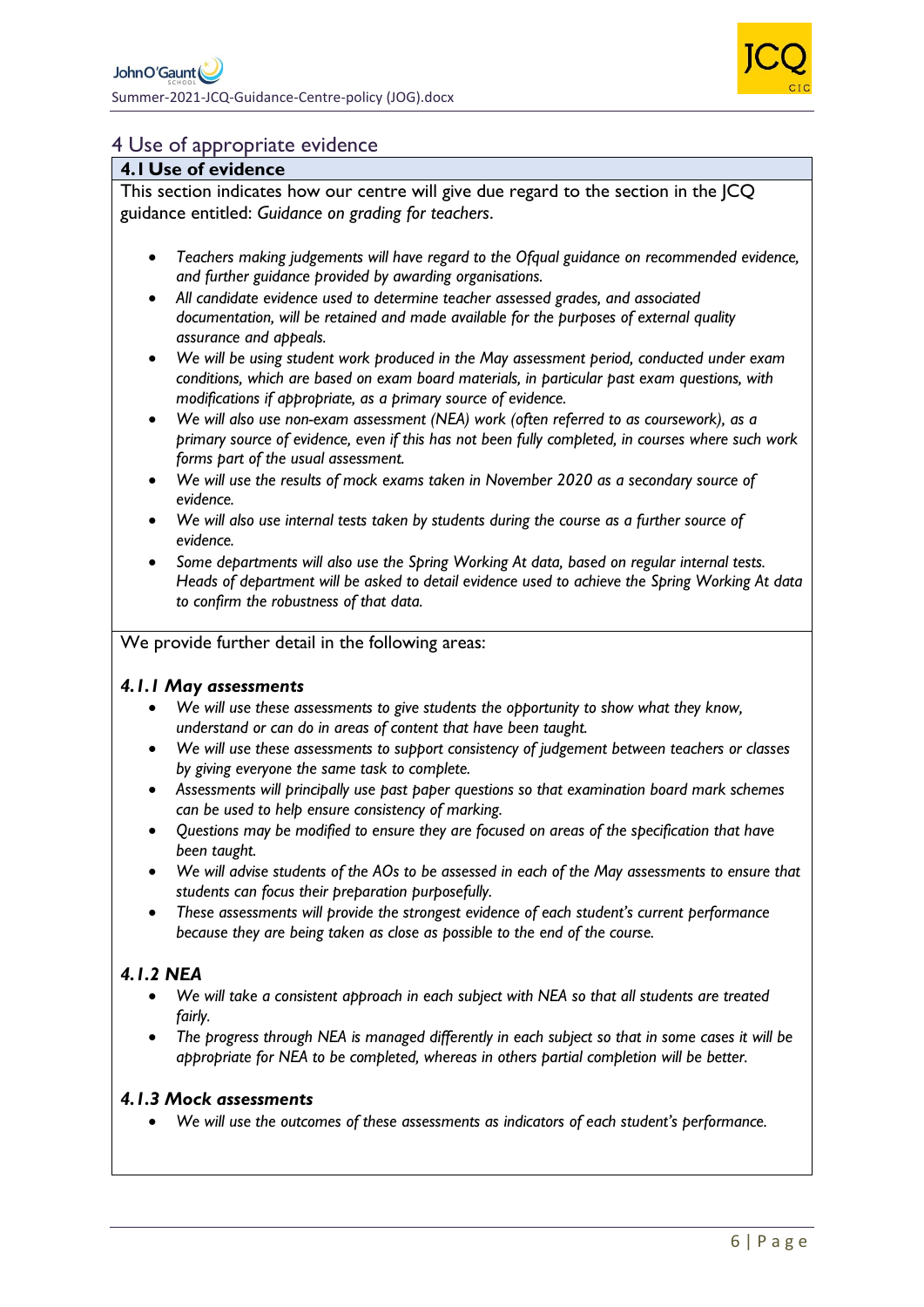## 4 Use of appropriate evidence

### 4.1 Use of evidence

This section indicates how our centre will give due regard to the section in the JCQ guidance entitled: *Guidance on grading for teachers*.

- *Teachers making judgements will have regard to the Ofqual guidance on recommended evidence, and further guidance provided by awarding organisations.*
- *All candidate evidence used to determine teacher assessed grades, and associated documentation, will be retained and made available for the purposes of external quality assurance and appeals.*
- *We will be using student work produced in the May assessment period, conducted under exam conditions, which are based on exam board materials, in particular past exam questions, with modifications if appropriate, as a primary source of evidence.*
- *We will also use non-exam assessment (NEA) work (often referred to as coursework), as a primary source of evidence, even if this has not been fully completed, in courses where such work forms part of the usual assessment.*
- *We will use the results of mock exams taken in November 2020 as a secondary source of evidence.*
- *We will also use internal tests taken by students during the course as a further source of evidence.*
- *Some departments will also use the Spring Working At data, based on regular internal tests. Heads of department will be asked to detail evidence used to achieve the Spring Working At data to confirm the robustness of that data.*

We provide further detail in the following areas:

#### *4.1.1 May assessments*

- *We will use these assessments to give students the opportunity to show what they know, understand or can do in areas of content that have been taught.*
- *We will use these assessments to support consistency of judgement between teachers or classes by giving everyone the same task to complete.*
- *Assessments will principally use past paper questions so that examination board mark schemes can be used to help ensure consistency of marking.*
- *Questions may be modified to ensure they are focused on areas of the specification that have been taught.*
- *We will advise students of the AOs to be assessed in each of the May assessments to ensure that students can focus their preparation purposefully.*
- *These assessments will provide the strongest evidence of each student's current performance because they are being taken as close as possible to the end of the course.*

#### *4.1.2 NEA*

- *We will take a consistent approach in each subject with NEA so that all students are treated fairly.*
- *The progress through NEA is managed differently in each subject so that in some cases it will be appropriate for NEA to be completed, whereas in others partial completion will be better.*

#### *4.1.3 Mock assessments*

- *We will use the outcomes of these assessments as indicators of each student's performance.*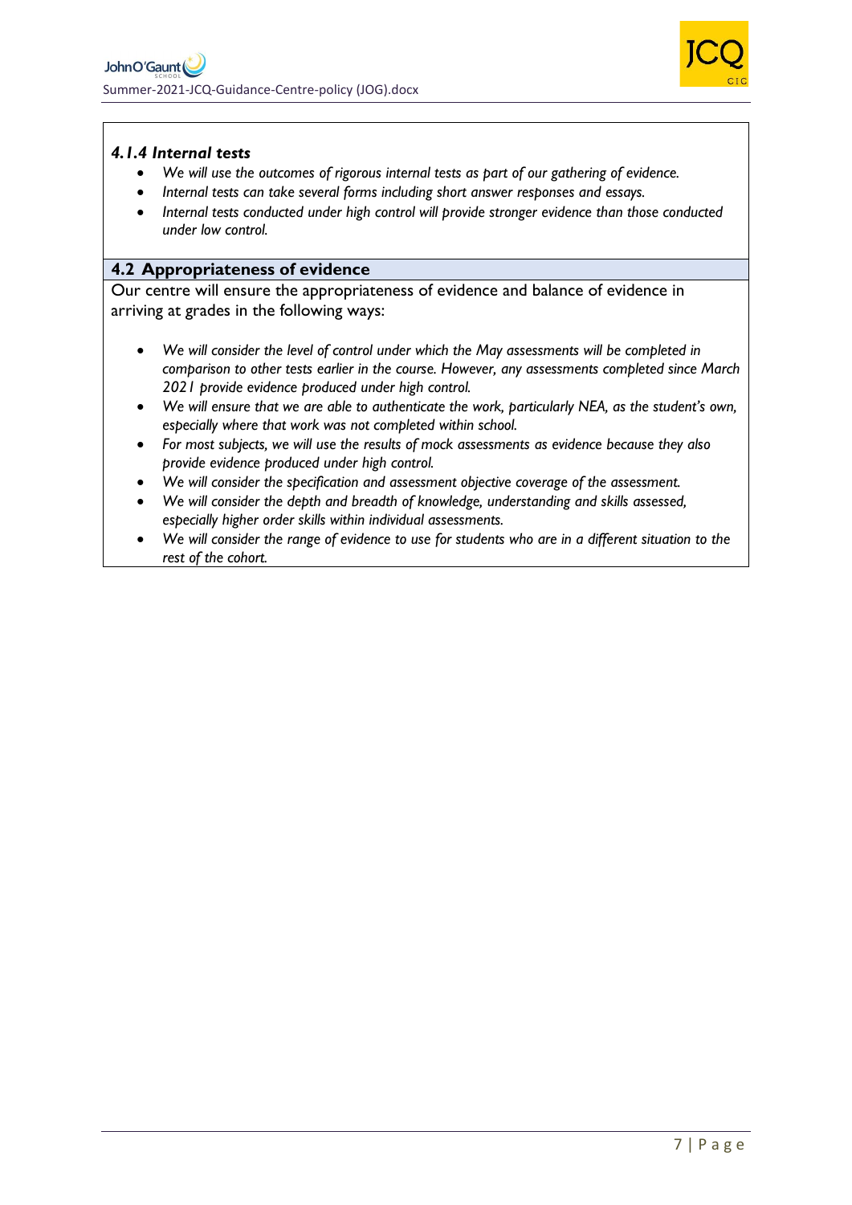#### *4.1.4 Internal tests*

- *We will use the outcomes of rigorous internal tests as part of our gathering of evidence.*
- *Internal tests can take several forms including short answer responses and essays.*
- *Internal tests conducted under high control will provide stronger evidence than those conducted under low control.*

### 4.2 Appropriateness of evidence

Our centre will ensure the appropriateness of evidence and balance of evidence in arriving at grades in the following ways:

- *We will consider the level of control under which the May assessments will be completed in comparison to other tests earlier in the course. However, any assessments completed since March 2021 provide evidence produced under high control.*
- *We will ensure that we are able to authenticate the work, particularly NEA, as the student's own, especially where that work was not completed within school.*
- *For most subjects, we will use the results of mock assessments as evidence because they also provide evidence produced under high control.*
- *We will consider the specification and assessment objective coverage of the assessment.*
- *We will consider the depth and breadth of knowledge, understanding and skills assessed, especially higher order skills within individual assessments.*
- *We will consider the range of evidence to use for students who are in a different situation to the rest of the cohort.*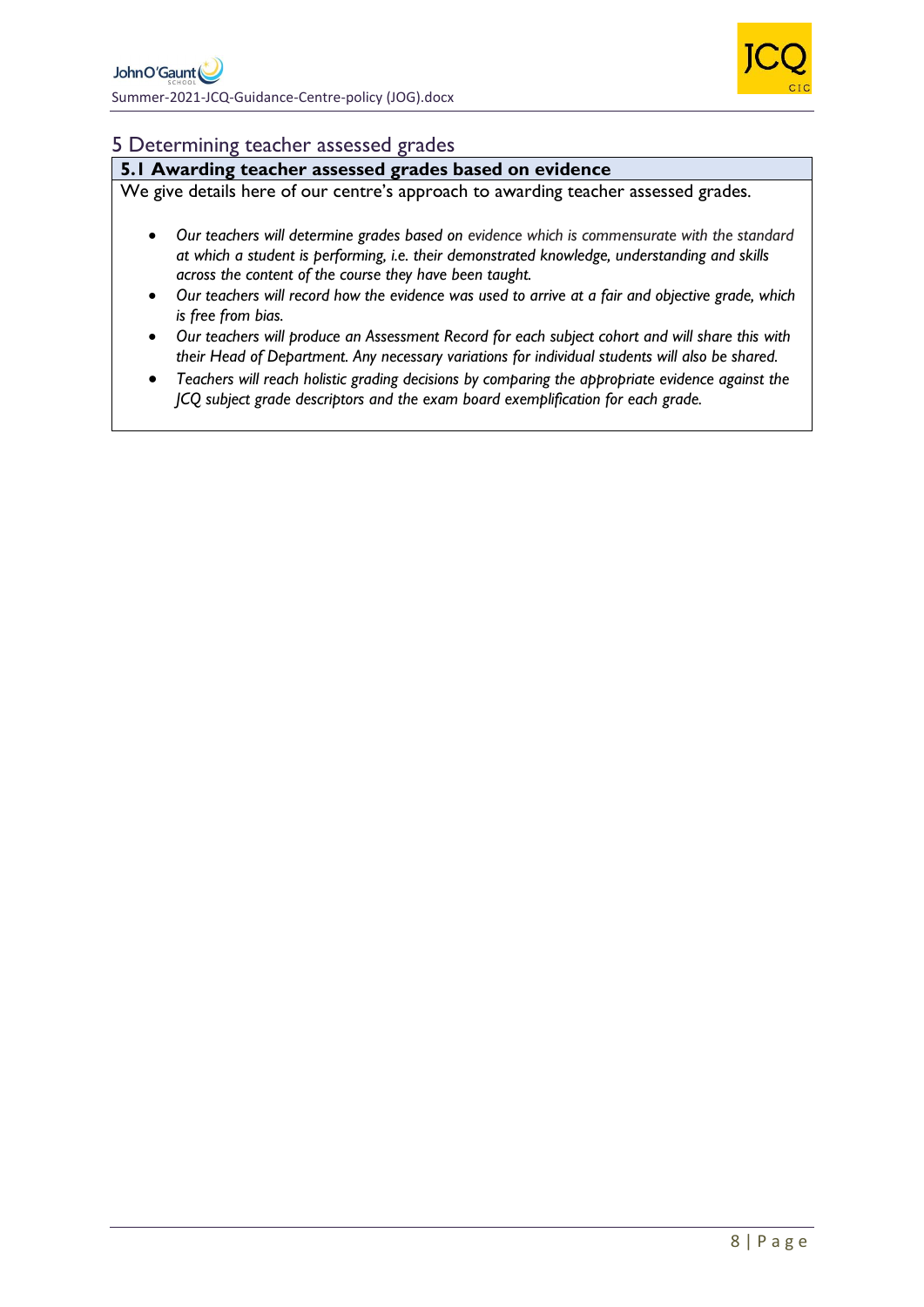# 5 Determining teacher assessed grades

## 5.1 Awarding teacher assessed grades based on evidence

We give details here of our centre's approach to awarding teacher assessed grades.

- *Our teachers will determine grades based on evidence which is commensurate with the standard at which a student is performing, i.e. their demonstrated knowledge, understanding and skills across the content of the course they have been taught.*
- *Our teachers will record how the evidence was used to arrive at a fair and objective grade, which is free from bias.*
- *Our teachers will produce an Assessment Record for each subject cohort and will share this with their Head of Department. Any necessary variations for individual students will also be shared.*
- *Teachers will reach holistic grading decisions by comparing the appropriate evidence against the JCQ subject grade descriptors and the exam board exemplification for each grade.*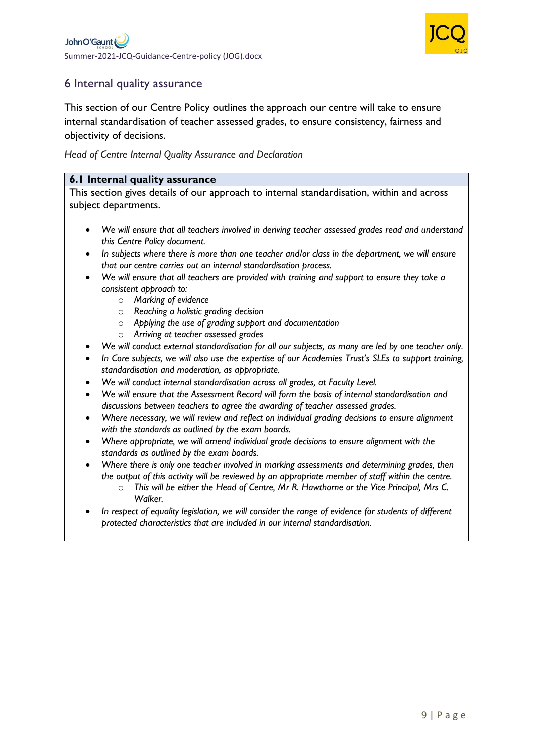## 6 Internal quality assurance

This section of our Centre Policy outlines the approach our centre will take to ensure internal standardisation of teacher assessed grades, to ensure consistency, fairness and objectivity of decisions.

*Head of Centre Internal Quality Assurance and Declaration*

### 6.1 Internal quality assurance

This section gives details of our approach to internal standardisation, within and across subject departments.

- *We will ensure that all teachers involved in deriving teacher assessed grades read and understand this Centre Policy document.*
- *In subjects where there is more than one teacher and/or class in the department, we will ensure that our centre carries out an internal standardisation process.*
- *We will ensure that all teachers are provided with training and support to ensure they take a consistent approach to:*
    - *Marking of evidence*
    - *Reaching a holistic grading decision*
    - *Applying the use of grading support and documentation*
    - *Arriving at teacher assessed grades*
- *We will conduct external standardisation for all our subjects, as many are led by one teacher only.*
- *In Core subjects, we will also use the expertise of our Academies Trust's SLEs to support training, standardisation and moderation, as appropriate.*
- *We will conduct internal standardisation across all grades, at Faculty Level.*
- *We will ensure that the Assessment Record will form the basis of internal standardisation and discussions between teachers to agree the awarding of teacher assessed grades.*
- *Where necessary, we will review and reflect on individual grading decisions to ensure alignment with the standards as outlined by the exam boards.*
- *Where appropriate, we will amend individual grade decisions to ensure alignment with the standards as outlined by the exam boards.*
- *Where there is only one teacher involved in marking assessments and determining grades, then the output of this activity will be reviewed by an appropriate member of staff within the centre.*
    - *This will be either the Head of Centre, Mr R. Hawthorne or the Vice Principal, Mrs C. Walker.*
- *In respect of equality legislation, we will consider the range of evidence for students of different protected characteristics that are included in our internal standardisation.*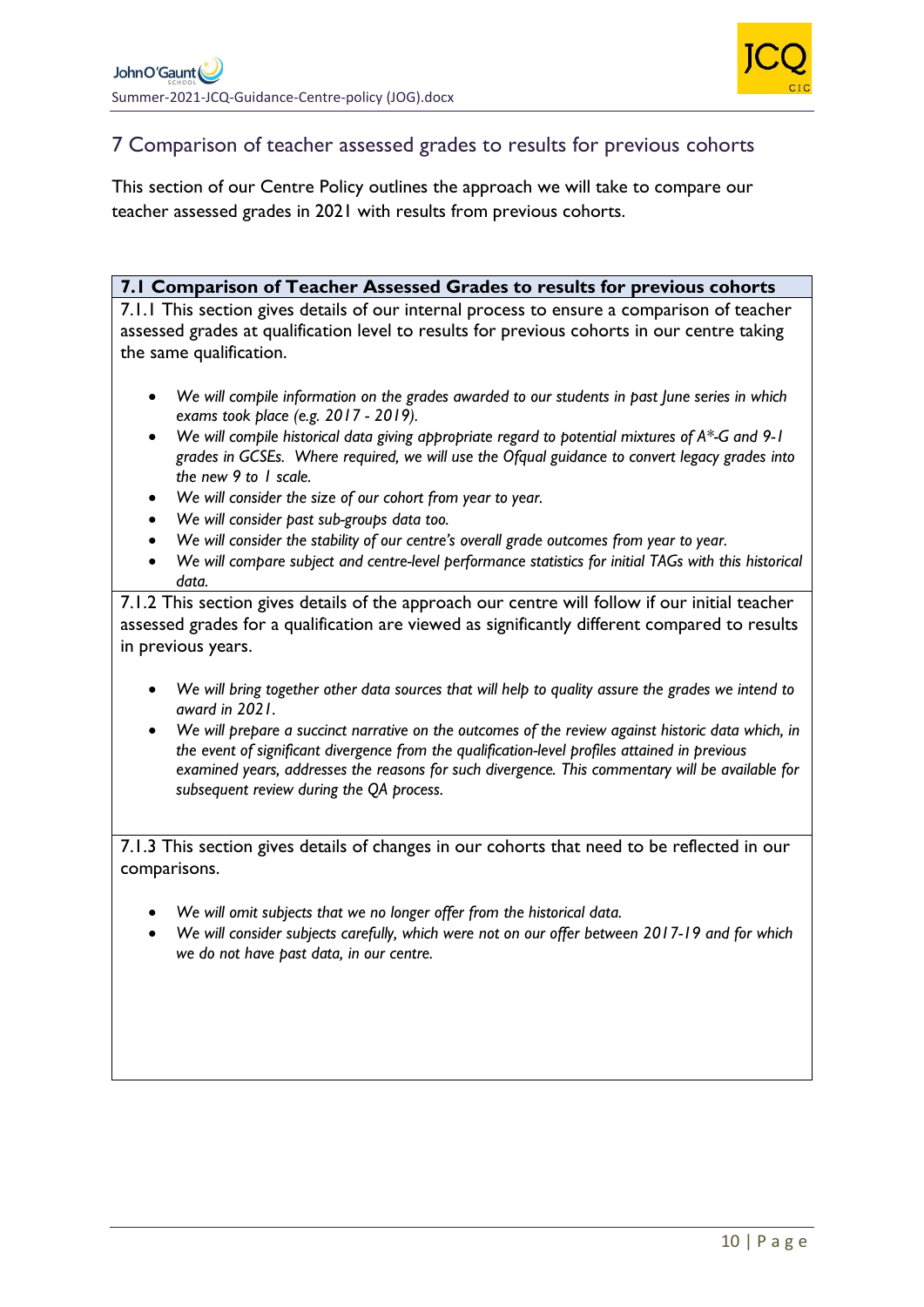## 7 Comparison of teacher assessed grades to results for previous cohorts

This section of our Centre Policy outlines the approach we will take to compare our teacher assessed grades in 2021 with results from previous cohorts.

### 7.1 Comparison of Teacher Assessed Grades to results for previous cohorts

7.1.1 This section gives details of our internal process to ensure a comparison of teacher assessed grades at qualification level to results for previous cohorts in our centre taking the same qualification.

- *We will compile information on the grades awarded to our students in past June series in which exams took place (e.g. 2017 - 2019).*
- *We will compile historical data giving appropriate regard to potential mixtures of A*-G and 9-1 grades in GCSEs. Where required, we will use the Ofqual guidance to convert legacy grades into the new 9 to 1 scale.*
- *We will consider the size of our cohort from year to year.*
- *We will consider past sub-groups data too.*
- *We will consider the stability of our centre's overall grade outcomes from year to year.*
- *We will compare subject and centre-level performance statistics for initial TAGs with this historical data.*

7.1.2 This section gives details of the approach our centre will follow if our initial teacher assessed grades for a qualification are viewed as significantly different compared to results in previous years.

- *We will bring together other data sources that will help to quality assure the grades we intend to award in 2021.*
- *We will prepare a succinct narrative on the outcomes of the review against historic data which, in the event of significant divergence from the qualification-level profiles attained in previous examined years, addresses the reasons for such divergence. This commentary will be available for subsequent review during the QA process.*

7.1.3 This section gives details of changes in our cohorts that need to be reflected in our comparisons.

- *We will omit subjects that we no longer offer from the historical data.*
- *We will consider subjects carefully, which were not on our offer between 2017-19 and for which we do not have past data, in our centre.*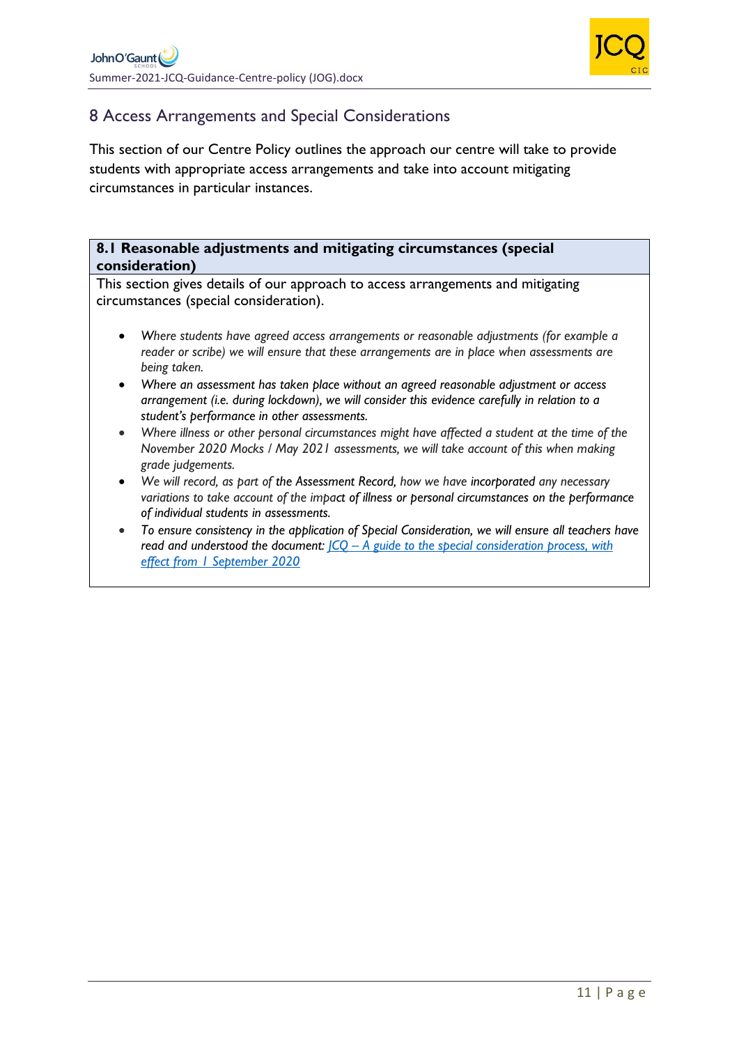## 8 Access Arrangements and Special Considerations

This section of our Centre Policy outlines the approach our centre will take to provide students with appropriate access arrangements and take into account mitigating circumstances in particular instances.

### 8.1 Reasonable adjustments and mitigating circumstances (special consideration)

This section gives details of our approach to access arrangements and mitigating circumstances (special consideration).

- *Where students have agreed access arrangements or reasonable adjustments (for example a reader or scribe) we will ensure that these arrangements are in place when assessments are being taken.*
- *Where an assessment has taken place without an agreed reasonable adjustment or access arrangement (i.e. during lockdown), we will consider this evidence carefully in relation to a student's performance in other assessments.*
- *Where illness or other personal circumstances might have affected a student at the time of the November 2020 Mocks / May 2021 assessments, we will take account of this when making grade judgements.*
- *We will record, as part of the Assessment Record, how we have incorporated any necessary variations to take account of the impact of illness or personal circumstances on the performance of individual students in assessments.*
- *To ensure consistency in the application of Special Consideration, we will ensure all teachers have read and understood the document: JCQ – A guide to the special consideration process, with effect from 1 September 2020*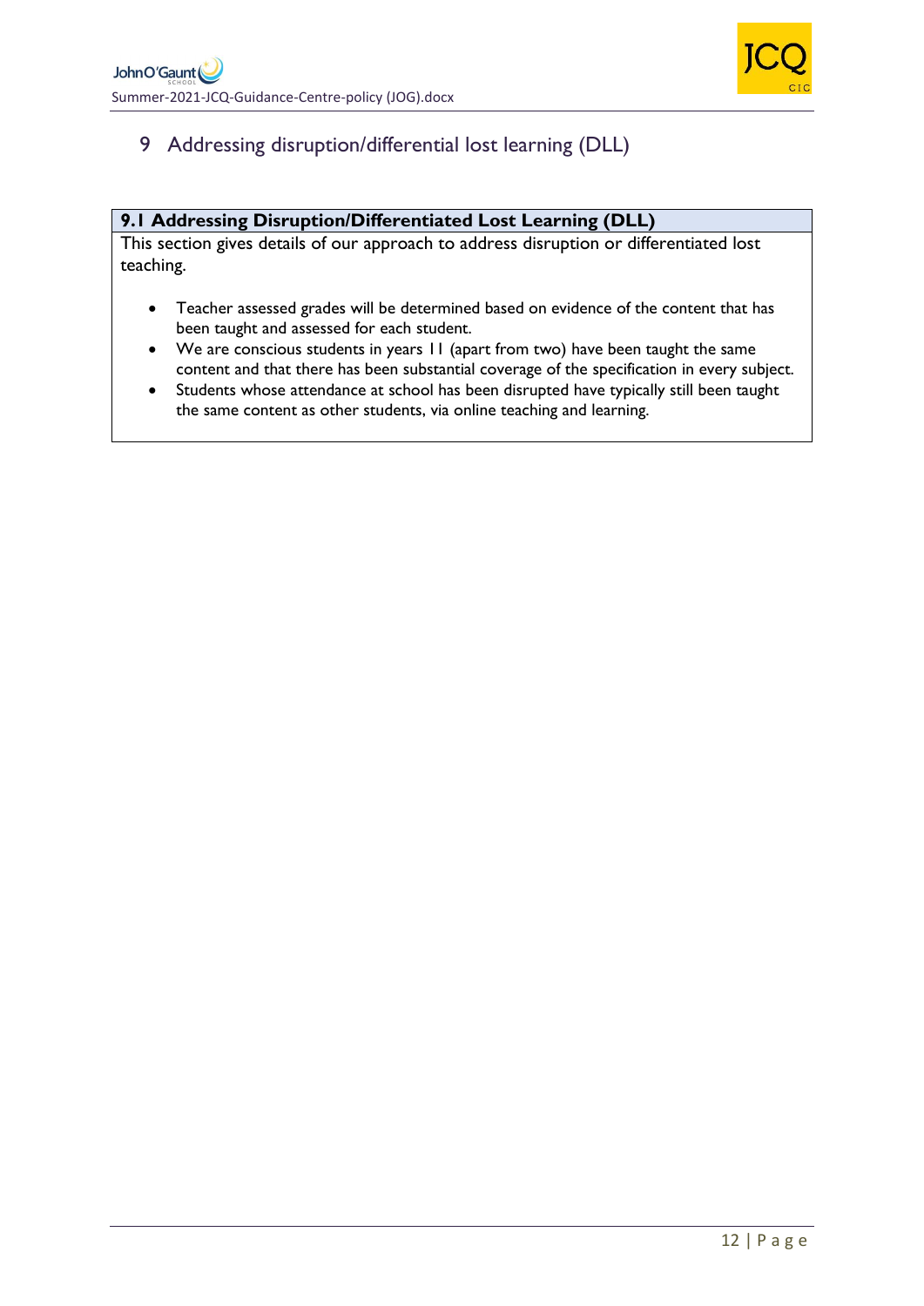# 9 Addressing disruption/differential lost learning (DLL)

**9.1 Addressing Disruption/Differentiated Lost Learning (DLL)**

This section gives details of our approach to address disruption or differentiated lost teaching.

- Teacher assessed grades will be determined based on evidence of the content that has been taught and assessed for each student.
- We are conscious students in years 11 (apart from two) have been taught the same content and that there has been substantial coverage of the specification in every subject.
- Students whose attendance at school has been disrupted have typically still been taught the same content as other students, via online teaching and learning.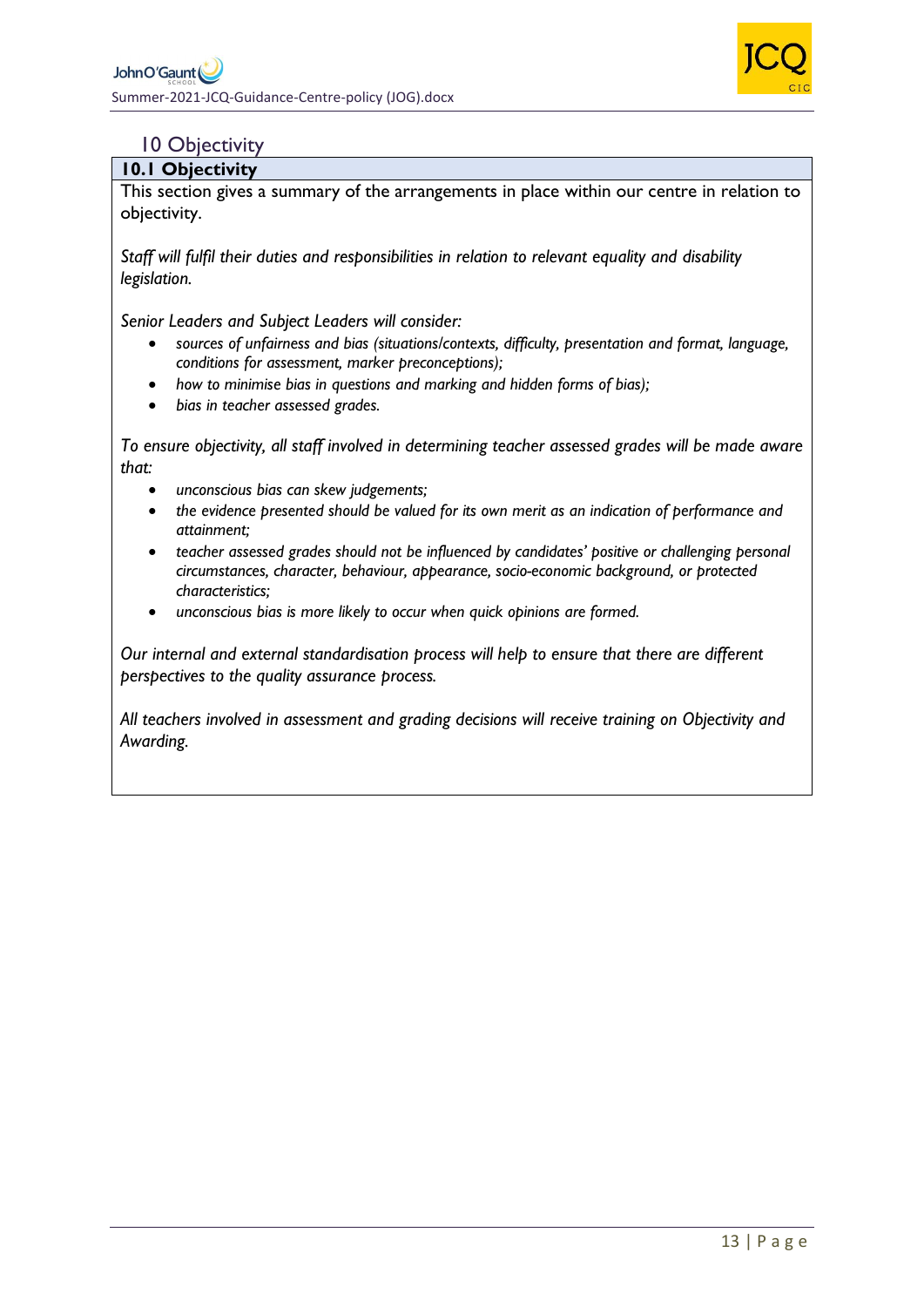## 10 Objectivity

### 10.1 Objectivity

This section gives a summary of the arrangements in place within our centre in relation to objectivity.

*Staff will fulfil their duties and responsibilities in relation to relevant equality and disability legislation.*

*Senior Leaders and Subject Leaders will consider:*

- *sources of unfairness and bias (situations/contexts, difficulty, presentation and format, language, conditions for assessment, marker preconceptions);*
- *how to minimise bias in questions and marking and hidden forms of bias);*
- *bias in teacher assessed grades.*

*To ensure objectivity, all staff involved in determining teacher assessed grades will be made aware that:*

- *unconscious bias can skew judgements;*
- *the evidence presented should be valued for its own merit as an indication of performance and attainment;*
- *teacher assessed grades should not be influenced by candidates' positive or challenging personal circumstances, character, behaviour, appearance, socio-economic background, or protected characteristics;*
- *unconscious bias is more likely to occur when quick opinions are formed.*

*Our internal and external standardisation process will help to ensure that there are different perspectives to the quality assurance process.*

*All teachers involved in assessment and grading decisions will receive training on Objectivity and Awarding.*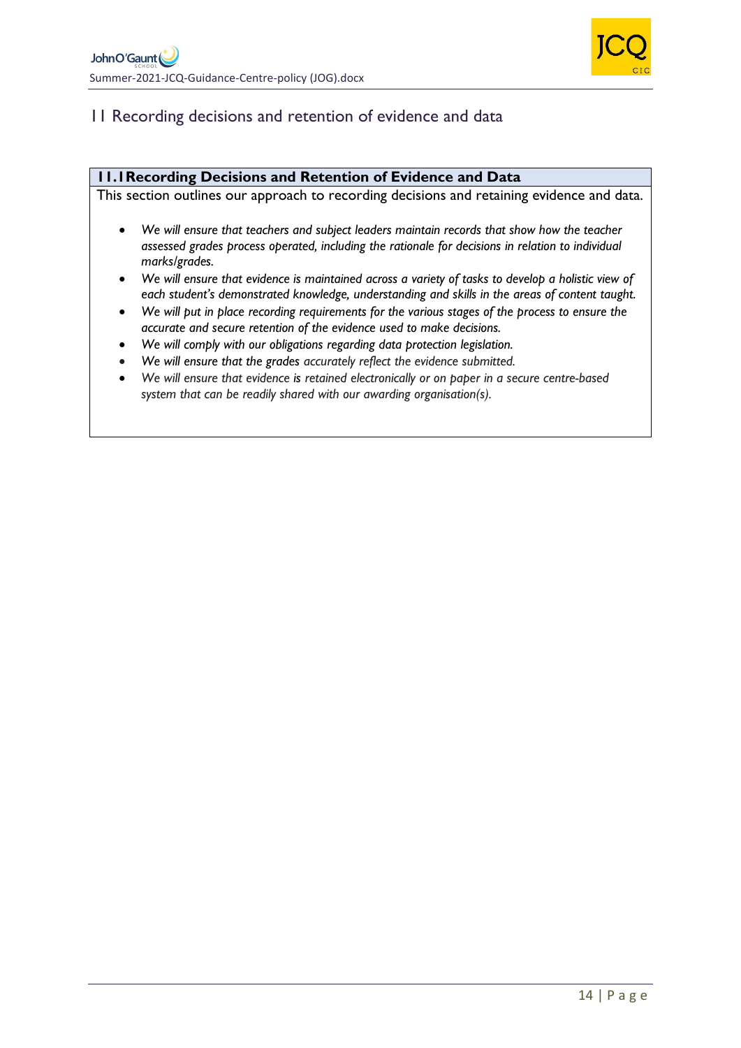## 11 Recording decisions and retention of evidence and data

### 11.1 Recording Decisions and Retention of Evidence and Data

This section outlines our approach to recording decisions and retaining evidence and data.

- *We will ensure that teachers and subject leaders maintain records that show how the teacher assessed grades process operated, including the rationale for decisions in relation to individual marks/grades.*
- *We will ensure that evidence is maintained across a variety of tasks to develop a holistic view of each student's demonstrated knowledge, understanding and skills in the areas of content taught.*
- *We will put in place recording requirements for the various stages of the process to ensure the accurate and secure retention of the evidence used to make decisions.*
- *We will comply with our obligations regarding data protection legislation.*
- *We will ensure that the grades accurately reflect the evidence submitted.*
- *We will ensure that evidence is retained electronically or on paper in a secure centre-based system that can be readily shared with our awarding organisation(s).*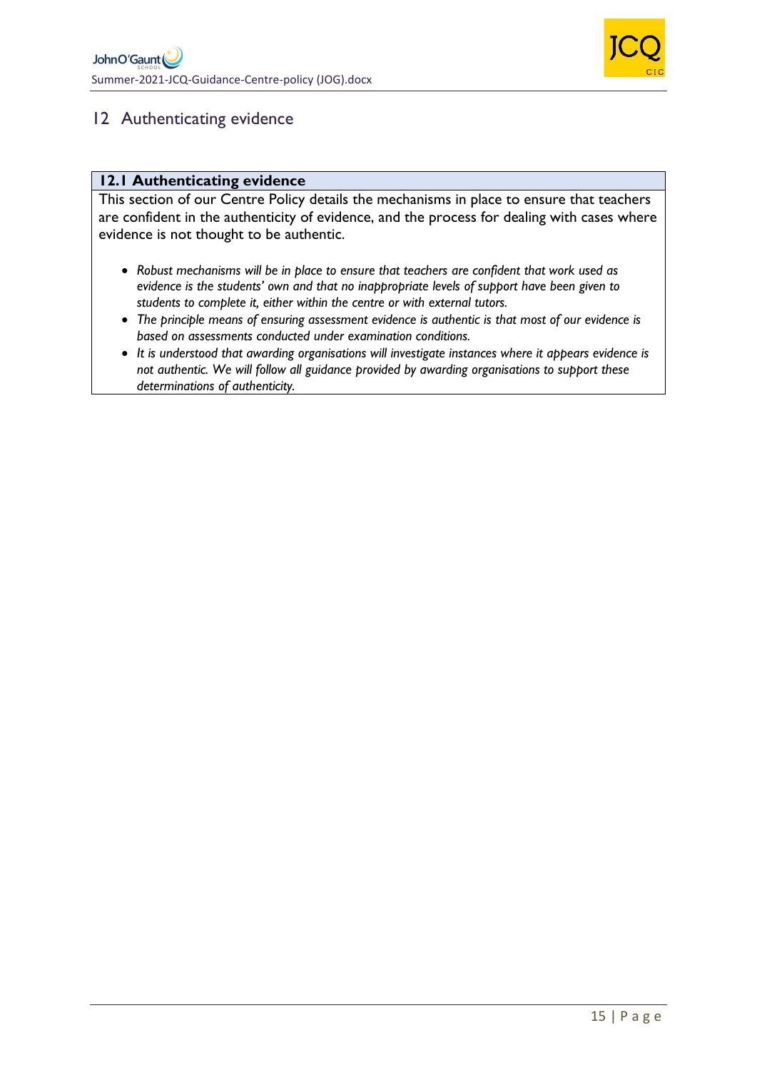# 12 Authenticating evidence

## 12.1 Authenticating evidence

This section of our Centre Policy details the mechanisms in place to ensure that teachers are confident in the authenticity of evidence, and the process for dealing with cases where evidence is not thought to be authentic.

- *Robust mechanisms will be in place to ensure that teachers are confident that work used as evidence is the students' own and that no inappropriate levels of support have been given to students to complete it, either within the centre or with external tutors.*
- *The principle means of ensuring assessment evidence is authentic is that most of our evidence is based on assessments conducted under examination conditions.*
- *It is understood that awarding organisations will investigate instances where it appears evidence is not authentic. We will follow all guidance provided by awarding organisations to support these determinations of authenticity.*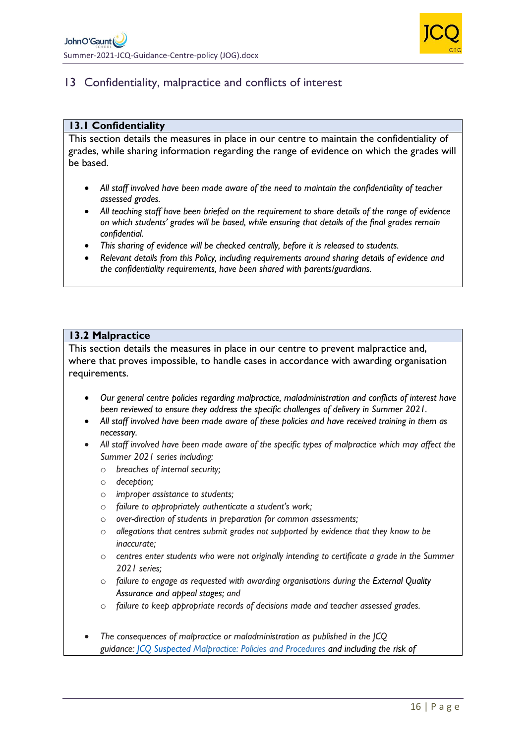## 13 Confidentiality, malpractice and conflicts of interest

### 13.1 Confidentiality

This section details the measures in place in our centre to maintain the confidentiality of grades, while sharing information regarding the range of evidence on which the grades will be based.

- *All staff involved have been made aware of the need to maintain the confidentiality of teacher assessed grades.*
- *All teaching staff have been briefed on the requirement to share details of the range of evidence on which students' grades will be based, while ensuring that details of the final grades remain confidential.*
- *This sharing of evidence will be checked centrally, before it is released to students.*
- *Relevant details from this Policy, including requirements around sharing details of evidence and the confidentiality requirements, have been shared with parents/guardians.*

### 13.2 Malpractice

This section details the measures in place in our centre to prevent malpractice and, where that proves impossible, to handle cases in accordance with awarding organisation requirements.

- *Our general centre policies regarding malpractice, maladministration and conflicts of interest have been reviewed to ensure they address the specific challenges of delivery in Summer 2021.*
- *All staff involved have been made aware of these policies and have received training in them as necessary.*
- *All staff involved have been made aware of the specific types of malpractice which may affect the Summer 2021 series including:*
  - *breaches of internal security;*
  - *deception;*
  - *improper assistance to students;*
  - *failure to appropriately authenticate a student's work;*
  - *over-direction of students in preparation for common assessments;*
  - *allegations that centres submit grades not supported by evidence that they know to be inaccurate;*
  - *centres enter students who were not originally intending to certificate a grade in the Summer 2021 series;*
  - *failure to engage as requested with awarding organisations during the External Quality Assurance and appeal stages; and*
  - *failure to keep appropriate records of decisions made and teacher assessed grades.*

- *The consequences of malpractice or maladministration as published in the JCQ guidance: [JCQ Suspected Malpractice: Policies and Procedures](#) and including the risk of*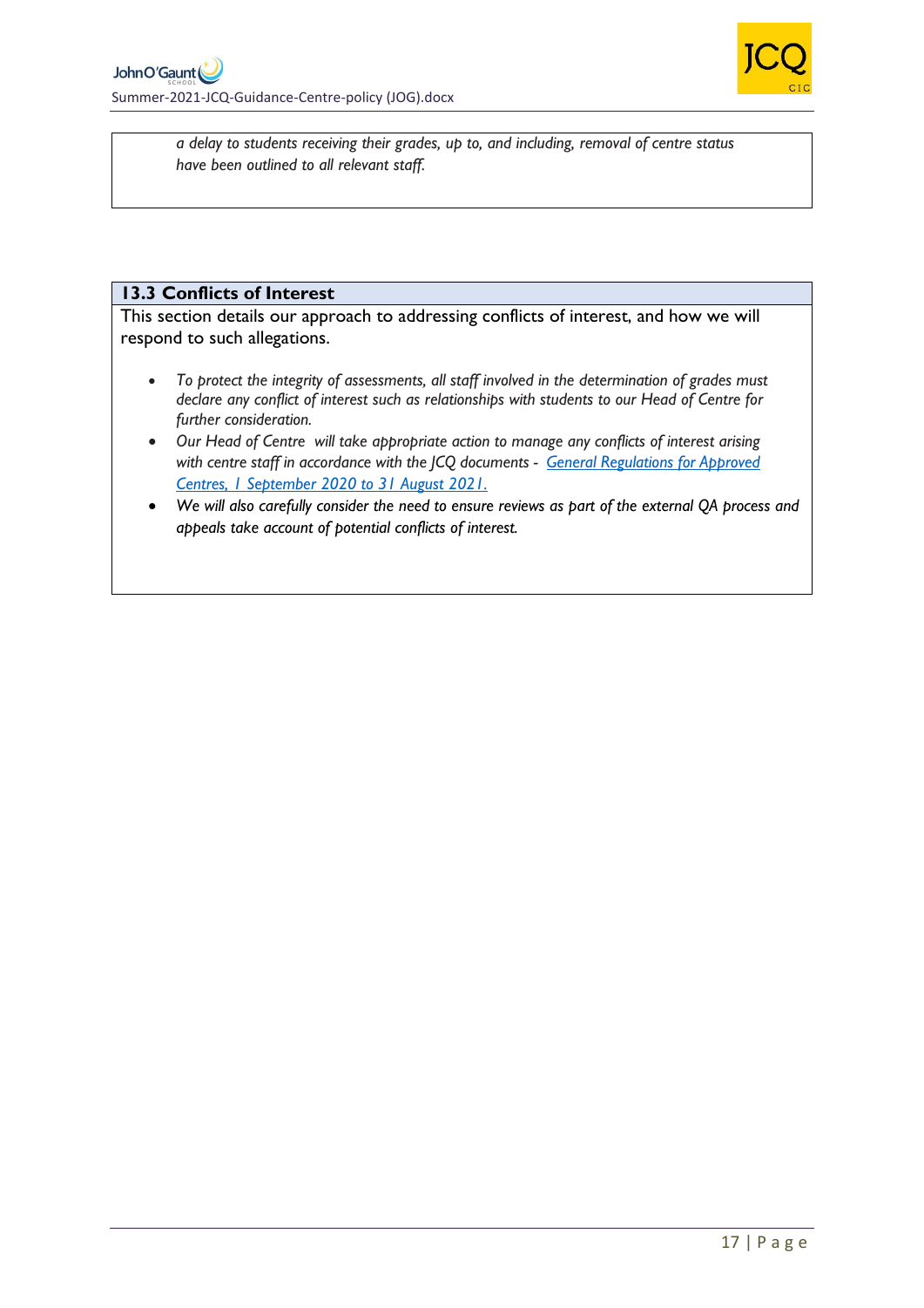*a delay to students receiving their grades, up to, and including, removal of centre status have been outlined to all relevant staff.*

### 13.3 Conflicts of Interest

This section details our approach to addressing conflicts of interest, and how we will respond to such allegations.

- *To protect the integrity of assessments, all staff involved in the determination of grades must declare any conflict of interest such as relationships with students to our Head of Centre for further consideration.*
- *Our Head of Centre will take appropriate action to manage any conflicts of interest arising with centre staff in accordance with the JCQ documents - [General Regulations for Approved Centres, 1 September 2020 to 31 August 2021.](#)*
- *We will also carefully consider the need to ensure reviews as part of the external QA process and appeals take account of potential conflicts of interest.*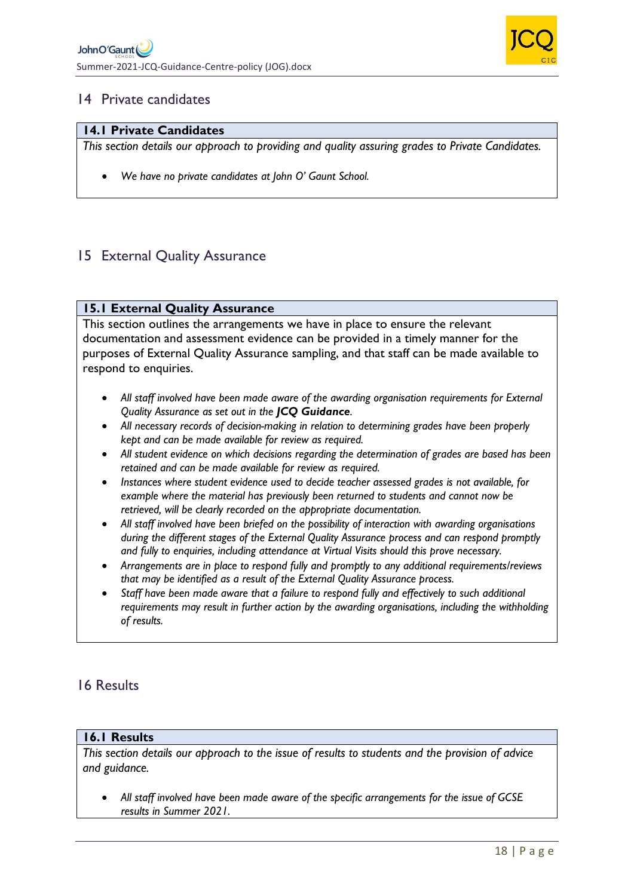# 14 Private candidates

### 14.1 Private Candidates

*This section details our approach to providing and quality assuring grades to Private Candidates.*

- *We have no private candidates at John O' Gaunt School.*

# 15 External Quality Assurance

### 15.1 External Quality Assurance

This section outlines the arrangements we have in place to ensure the relevant documentation and assessment evidence can be provided in a timely manner for the purposes of External Quality Assurance sampling, and that staff can be made available to respond to enquiries.

- *All staff involved have been made aware of the awarding organisation requirements for External Quality Assurance as set out in the* ***JCQ Guidance****.*
- *All necessary records of decision-making in relation to determining grades have been properly kept and can be made available for review as required.*
- *All student evidence on which decisions regarding the determination of grades are based has been retained and can be made available for review as required.*
- *Instances where student evidence used to decide teacher assessed grades is not available, for example where the material has previously been returned to students and cannot now be retrieved, will be clearly recorded on the appropriate documentation.*
- *All staff involved have been briefed on the possibility of interaction with awarding organisations during the different stages of the External Quality Assurance process and can respond promptly and fully to enquiries, including attendance at Virtual Visits should this prove necessary.*
- *Arrangements are in place to respond fully and promptly to any additional requirements/reviews that may be identified as a result of the External Quality Assurance process.*
- *Staff have been made aware that a failure to respond fully and effectively to such additional requirements may result in further action by the awarding organisations, including the withholding of results.*

# 16 Results

### 16.1 Results

*This section details our approach to the issue of results to students and the provision of advice and guidance.*

- *All staff involved have been made aware of the specific arrangements for the issue of GCSE results in Summer 2021.*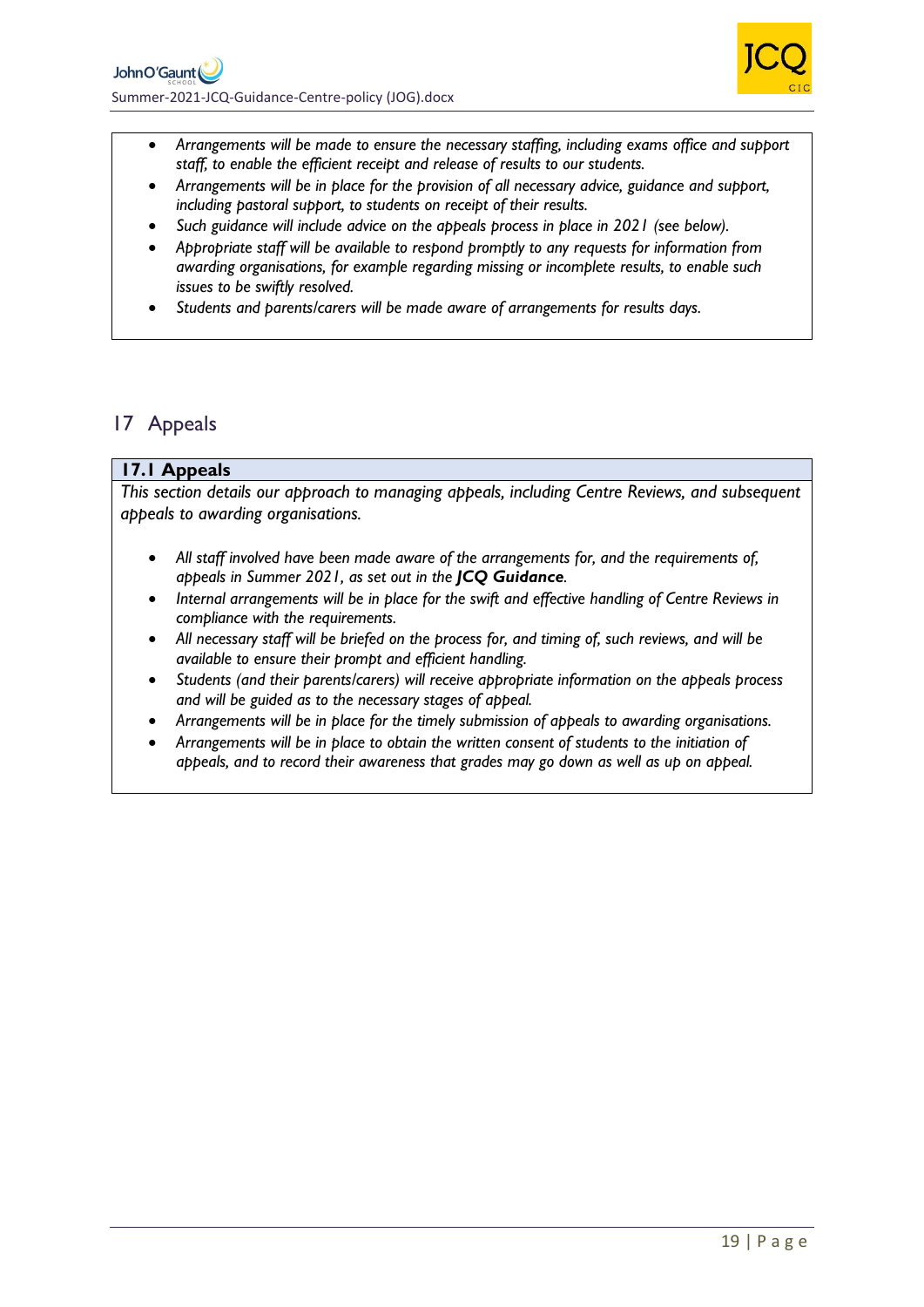- *Arrangements will be made to ensure the necessary staffing, including exams office and support staff, to enable the efficient receipt and release of results to our students.*
- *Arrangements will be in place for the provision of all necessary advice, guidance and support, including pastoral support, to students on receipt of their results.*
- *Such guidance will include advice on the appeals process in place in 2021 (see below).*
- *Appropriate staff will be available to respond promptly to any requests for information from awarding organisations, for example regarding missing or incomplete results, to enable such issues to be swiftly resolved.*
- *Students and parents/carers will be made aware of arrangements for results days.*

## 17 Appeals

### 17.1 Appeals

*This section details our approach to managing appeals, including Centre Reviews, and subsequent appeals to awarding organisations.*

- *All staff involved have been made aware of the arrangements for, and the requirements of, appeals in Summer 2021, as set out in the* ***JCQ Guidance****.*
- *Internal arrangements will be in place for the swift and effective handling of Centre Reviews in compliance with the requirements.*
- *All necessary staff will be briefed on the process for, and timing of, such reviews, and will be available to ensure their prompt and efficient handling.*
- *Students (and their parents/carers) will receive appropriate information on the appeals process and will be guided as to the necessary stages of appeal.*
- *Arrangements will be in place for the timely submission of appeals to awarding organisations.*
- *Arrangements will be in place to obtain the written consent of students to the initiation of appeals, and to record their awareness that grades may go down as well as up on appeal.*